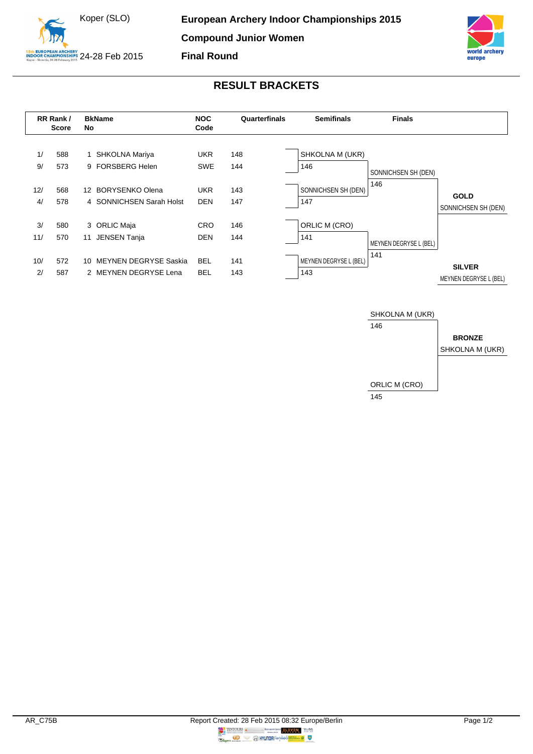Koper (SLO)

24-28 Feb 2015

# European Archery Indoor Championships 2015

## Compound Junior Women

## Final Round

## RESULT BRACKETS

| RR Rank / | Score | BkNo | Name | NOC Code | Quarterfinals | Semifinals | Finals | |
|---|---|---|---|---|---|---|---|---|
| 1/ | 588 | 1 | SHKOLNA Mariya | UKR | 148 | SHKOLNA M (UKR) | | |
| 9/ | 573 | 9 | FORSBERG Helen | SWE | 144 | 146 | SONNICHSEN SH (DEN) | |
| 12/ | 568 | 12 | BORYSENKO Olena | UKR | 143 | SONNICHSEN SH (DEN) | 146 | **GOLD** |
| 4/ | 578 | 4 | SONNICHSEN Sarah Holst | DEN | 147 | 147 | | SONNICHSEN SH (DEN) |
| 3/ | 580 | 3 | ORLIC Maja | CRO | 146 | ORLIC M (CRO) | | |
| 11/ | 570 | 11 | JENSEN Tanja | DEN | 144 | 141 | MEYNEN DEGRYSE L (BEL) | |
| 10/ | 572 | 10 | MEYNEN DEGRYSE Saskia | BEL | 141 | MEYNEN DEGRYSE L (BEL) | 141 | **SILVER** |
| 2/ | 587 | 2 | MEYNEN DEGRYSE Lena | BEL | 143 | 143 | | MEYNEN DEGRYSE L (BEL) |

| Bronze Match | | |
|---|---|---|
| SHKOLNA M (UKR) | 146 | **BRONZE** |
| ORLIC M (CRO) | 145 | SHKOLNA M (UKR) |

AR_C75B

Report Created: 28 Feb 2015 08:32 Europe/Berlin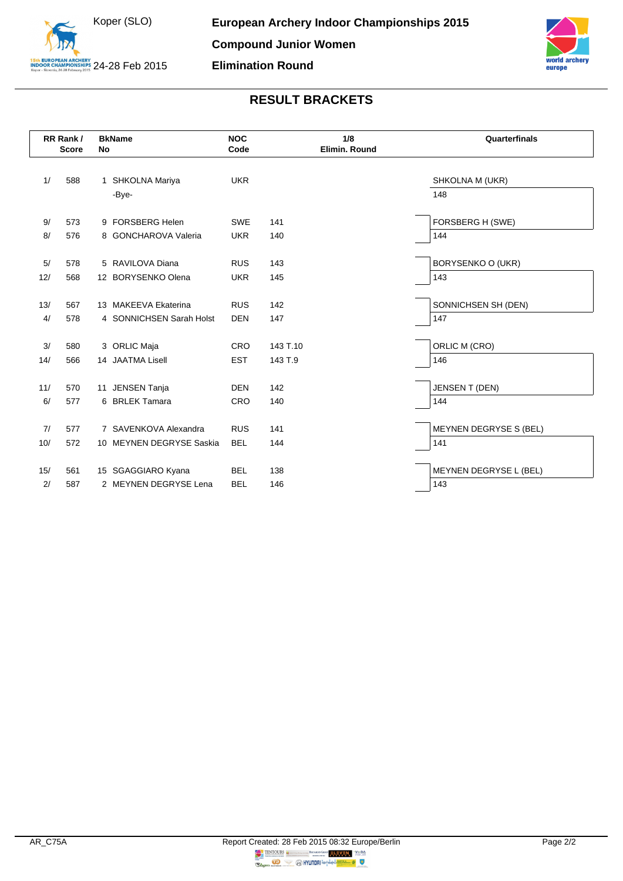# European Archery Indoor Championships 2015

**Compound Junior Women**

**Elimination Round**

Koper (SLO)

24-28 Feb 2015

## RESULT BRACKETS

| RR Rank / | Score | BkNo | Name | NOC Code | 1/8 Elimin. Round | Quarterfinals |
|---|---|---|---|---|---|---|
| 1/ | 588 | 1 | SHKOLNA Mariya | UKR | | SHKOLNA M (UKR) |
| | | | -Bye- | | | 148 |
| 9/ | 573 | 9 | FORSBERG Helen | SWE | 141 | FORSBERG H (SWE) |
| 8/ | 576 | 8 | GONCHAROVA Valeria | UKR | 140 | 144 |
| 5/ | 578 | 5 | RAVILOVA Diana | RUS | 143 | BORYSENKO O (UKR) |
| 12/ | 568 | 12 | BORYSENKO Olena | UKR | 145 | 143 |
| 13/ | 567 | 13 | MAKEEVA Ekaterina | RUS | 142 | SONNICHSEN SH (DEN) |
| 4/ | 578 | 4 | SONNICHSEN Sarah Holst | DEN | 147 | 147 |
| 3/ | 580 | 3 | ORLIC Maja | CRO | 143 T.10 | ORLIC M (CRO) |
| 14/ | 566 | 14 | JAATMA Lisell | EST | 143 T.9 | 146 |
| 11/ | 570 | 11 | JENSEN Tanja | DEN | 142 | JENSEN T (DEN) |
| 6/ | 577 | 6 | BRLEK Tamara | CRO | 140 | 144 |
| 7/ | 577 | 7 | SAVENKOVA Alexandra | RUS | 141 | MEYNEN DEGRYSE S (BEL) |
| 10/ | 572 | 10 | MEYNEN DEGRYSE Saskia | BEL | 144 | 141 |
| 15/ | 561 | 15 | SGAGGIARO Kyana | BEL | 138 | MEYNEN DEGRYSE L (BEL) |
| 2/ | 587 | 2 | MEYNEN DEGRYSE Lena | BEL | 146 | 143 |

AR_C75A

Report Created: 28 Feb 2015 08:32 Europe/Berlin